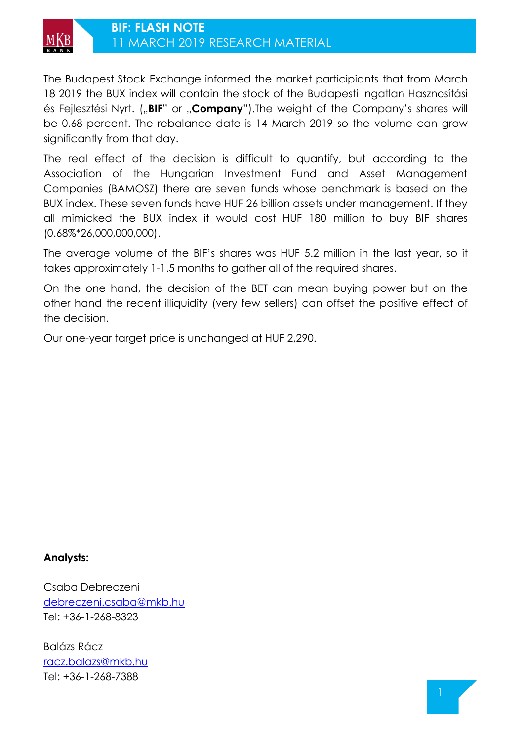# BIF: FLASH NOTE

11 MARCH 2019 RESEARCH MATERIAL

The Budapest Stock Exchange informed the market participiants that from March 18 2019 the BUX index will contain the stock of the Budapesti Ingatlan Hasznosítási és Fejlesztési Nyrt. („**BIF**" or „**Company**").The weight of the Company's shares will be 0.68 percent. The rebalance date is 14 March 2019 so the volume can grow significantly from that day.

The real effect of the decision is difficult to quantify, but according to the Association of the Hungarian Investment Fund and Asset Management Companies (BAMOSZ) there are seven funds whose benchmark is based on the BUX index. These seven funds have HUF 26 billion assets under management. If they all mimicked the BUX index it would cost HUF 180 million to buy BIF shares (0.68%*26,000,000,000).

The average volume of the BIF's shares was HUF 5.2 million in the last year, so it takes approximately 1-1.5 months to gather all of the required shares.

On the one hand, the decision of the BET can mean buying power but on the other hand the recent illiquidity (very few sellers) can offset the positive effect of the decision.

Our one-year target price is unchanged at HUF 2,290.

**Analysts:**

Csaba Debreczeni
debreczeni.csaba@mkb.hu
Tel: +36-1-268-8323

Balázs Rácz
racz.balazs@mkb.hu
Tel: +36-1-268-7388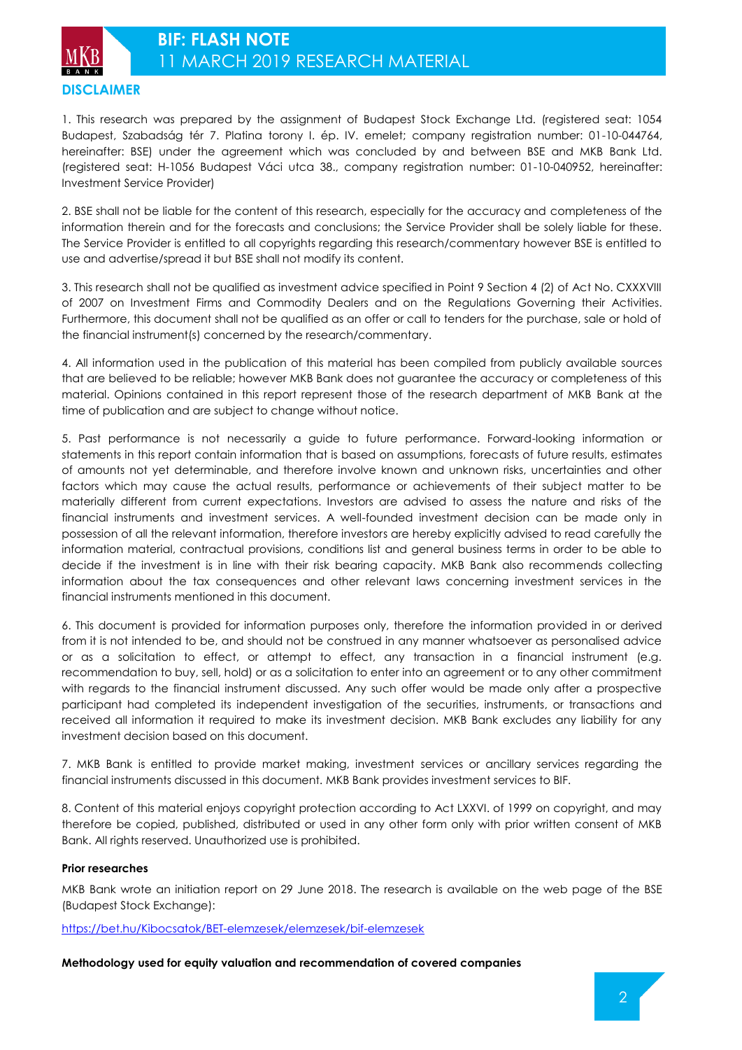## DISCLAIMER

1. This research was prepared by the assignment of Budapest Stock Exchange Ltd. (registered seat: 1054 Budapest, Szabadság tér 7. Platina torony I. ép. IV. emelet; company registration number: 01-10-044764, hereinafter: BSE) under the agreement which was concluded by and between BSE and MKB Bank Ltd. (registered seat: H-1056 Budapest Váci utca 38., company registration number: 01-10-040952, hereinafter: Investment Service Provider)

2. BSE shall not be liable for the content of this research, especially for the accuracy and completeness of the information therein and for the forecasts and conclusions; the Service Provider shall be solely liable for these. The Service Provider is entitled to all copyrights regarding this research/commentary however BSE is entitled to use and advertise/spread it but BSE shall not modify its content.

3. This research shall not be qualified as investment advice specified in Point 9 Section 4 (2) of Act No. CXXXVIII of 2007 on Investment Firms and Commodity Dealers and on the Regulations Governing their Activities. Furthermore, this document shall not be qualified as an offer or call to tenders for the purchase, sale or hold of the financial instrument(s) concerned by the research/commentary.

4. All information used in the publication of this material has been compiled from publicly available sources that are believed to be reliable; however MKB Bank does not guarantee the accuracy or completeness of this material. Opinions contained in this report represent those of the research department of MKB Bank at the time of publication and are subject to change without notice.

5. Past performance is not necessarily a guide to future performance. Forward-looking information or statements in this report contain information that is based on assumptions, forecasts of future results, estimates of amounts not yet determinable, and therefore involve known and unknown risks, uncertainties and other factors which may cause the actual results, performance or achievements of their subject matter to be materially different from current expectations. Investors are advised to assess the nature and risks of the financial instruments and investment services. A well-founded investment decision can be made only in possession of all the relevant information, therefore investors are hereby explicitly advised to read carefully the information material, contractual provisions, conditions list and general business terms in order to be able to decide if the investment is in line with their risk bearing capacity. MKB Bank also recommends collecting information about the tax consequences and other relevant laws concerning investment services in the financial instruments mentioned in this document.

6. This document is provided for information purposes only, therefore the information provided in or derived from it is not intended to be, and should not be construed in any manner whatsoever as personalised advice or as a solicitation to effect, or attempt to effect, any transaction in a financial instrument (e.g. recommendation to buy, sell, hold) or as a solicitation to enter into an agreement or to any other commitment with regards to the financial instrument discussed. Any such offer would be made only after a prospective participant had completed its independent investigation of the securities, instruments, or transactions and received all information it required to make its investment decision. MKB Bank excludes any liability for any investment decision based on this document.

7. MKB Bank is entitled to provide market making, investment services or ancillary services regarding the financial instruments discussed in this document. MKB Bank provides investment services to BIF.

8. Content of this material enjoys copyright protection according to Act LXXVI. of 1999 on copyright, and may therefore be copied, published, distributed or used in any other form only with prior written consent of MKB Bank. All rights reserved. Unauthorized use is prohibited.

**Prior researches**

MKB Bank wrote an initiation report on 29 June 2018. The research is available on the web page of the BSE (Budapest Stock Exchange):

https://bet.hu/Kibocsatok/BET-elemzesek/elemzesek/bif-elemzesek

**Methodology used for equity valuation and recommendation of covered companies**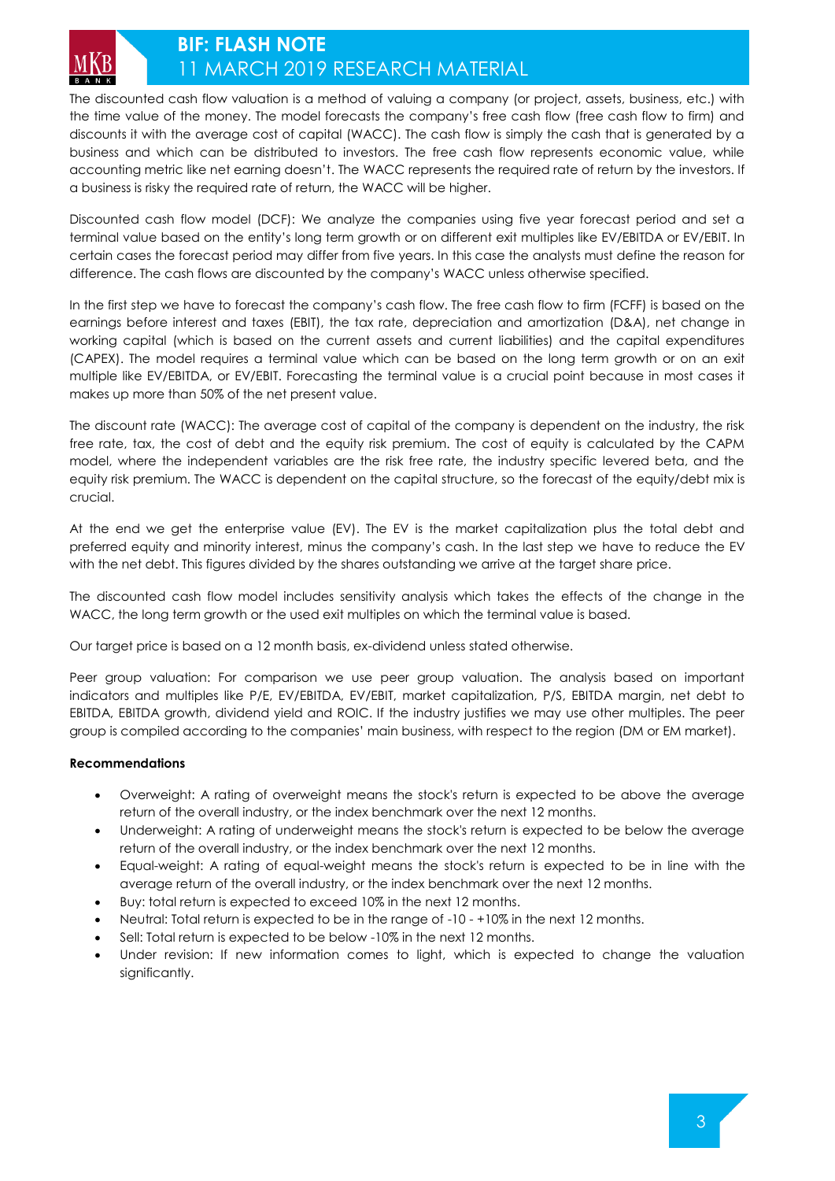The discounted cash flow valuation is a method of valuing a company (or project, assets, business, etc.) with the time value of the money. The model forecasts the company's free cash flow (free cash flow to firm) and discounts it with the average cost of capital (WACC). The cash flow is simply the cash that is generated by a business and which can be distributed to investors. The free cash flow represents economic value, while accounting metric like net earning doesn't. The WACC represents the required rate of return by the investors. If a business is risky the required rate of return, the WACC will be higher.

Discounted cash flow model (DCF): We analyze the companies using five year forecast period and set a terminal value based on the entity's long term growth or on different exit multiples like EV/EBITDA or EV/EBIT. In certain cases the forecast period may differ from five years. In this case the analysts must define the reason for difference. The cash flows are discounted by the company's WACC unless otherwise specified.

In the first step we have to forecast the company's cash flow. The free cash flow to firm (FCFF) is based on the earnings before interest and taxes (EBIT), the tax rate, depreciation and amortization (D&A), net change in working capital (which is based on the current assets and current liabilities) and the capital expenditures (CAPEX). The model requires a terminal value which can be based on the long term growth or on an exit multiple like EV/EBITDA, or EV/EBIT. Forecasting the terminal value is a crucial point because in most cases it makes up more than 50% of the net present value.

The discount rate (WACC): The average cost of capital of the company is dependent on the industry, the risk free rate, tax, the cost of debt and the equity risk premium. The cost of equity is calculated by the CAPM model, where the independent variables are the risk free rate, the industry specific levered beta, and the equity risk premium. The WACC is dependent on the capital structure, so the forecast of the equity/debt mix is crucial.

At the end we get the enterprise value (EV). The EV is the market capitalization plus the total debt and preferred equity and minority interest, minus the company's cash. In the last step we have to reduce the EV with the net debt. This figures divided by the shares outstanding we arrive at the target share price.

The discounted cash flow model includes sensitivity analysis which takes the effects of the change in the WACC, the long term growth or the used exit multiples on which the terminal value is based.

Our target price is based on a 12 month basis, ex-dividend unless stated otherwise.

Peer group valuation: For comparison we use peer group valuation. The analysis based on important indicators and multiples like P/E, EV/EBITDA, EV/EBIT, market capitalization, P/S, EBITDA margin, net debt to EBITDA, EBITDA growth, dividend yield and ROIC. If the industry justifies we may use other multiples. The peer group is compiled according to the companies' main business, with respect to the region (DM or EM market).

**Recommendations**

- Overweight: A rating of overweight means the stock's return is expected to be above the average return of the overall industry, or the index benchmark over the next 12 months.
- Underweight: A rating of underweight means the stock's return is expected to be below the average return of the overall industry, or the index benchmark over the next 12 months.
- Equal-weight: A rating of equal-weight means the stock's return is expected to be in line with the average return of the overall industry, or the index benchmark over the next 12 months.
- Buy: total return is expected to exceed 10% in the next 12 months.
- Neutral: Total return is expected to be in the range of -10 - +10% in the next 12 months.
- Sell: Total return is expected to be below -10% in the next 12 months.
- Under revision: If new information comes to light, which is expected to change the valuation significantly.